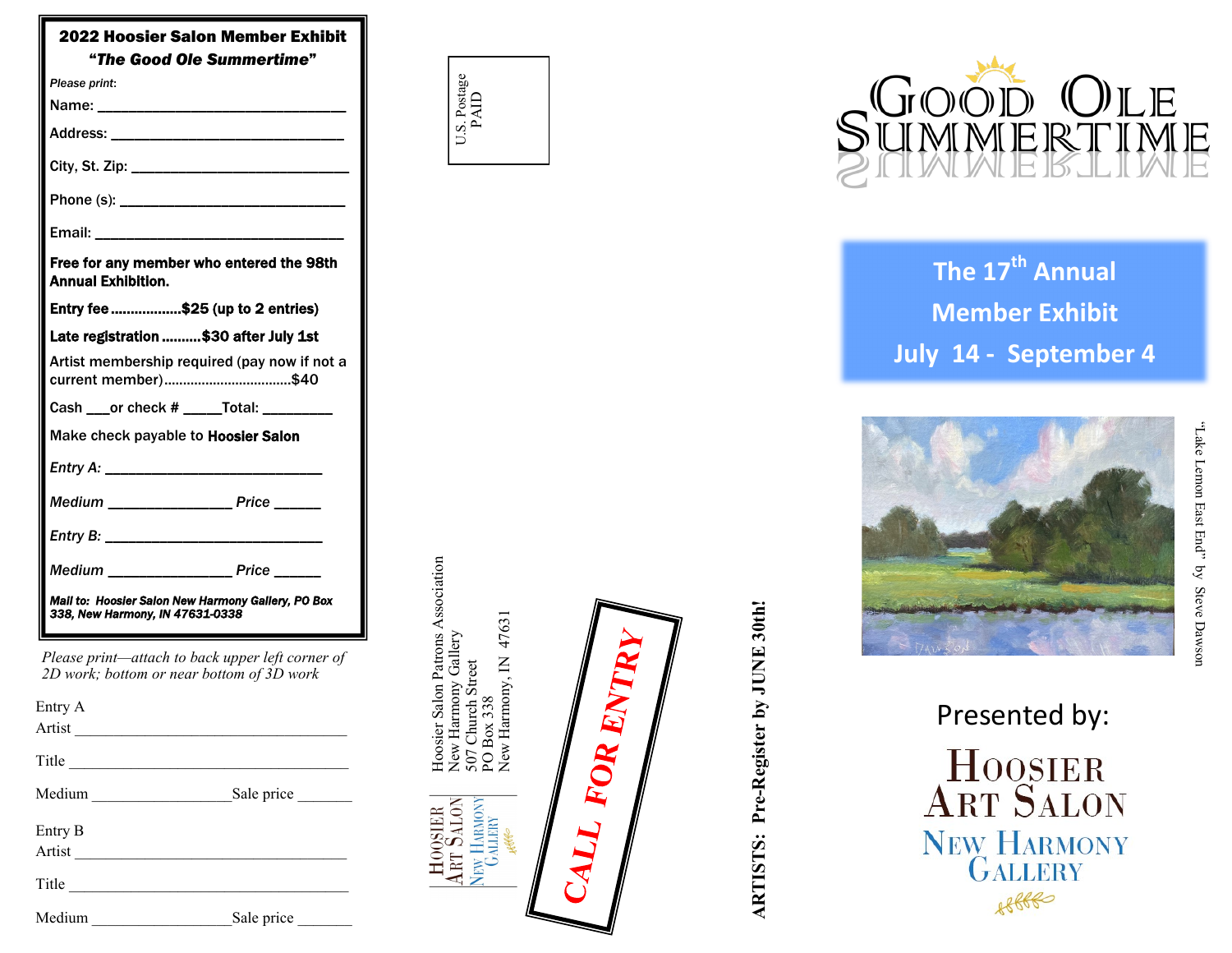## 2022 Hoosier Salon Member Exhibit
### *"The Good Ole Summertime"*

*Please print:*

Name: ______________________________

Address: ______________________________

City, St. Zip: ______________________________

Phone (s): ______________________________

Email: ______________________________

**Free for any member who entered the 98th Annual Exhibition.**

**Entry fee .................$25 (up to 2 entries)**

**Late registration ..........$30 after July 1st**

Artist membership required (pay now if not a current member)................................$40

Cash ___or check # _____Total: _________

Make check payable to **Hoosier Salon**

*Entry A:* ____________________________

*Medium* ________________ *Price* ______

*Entry B:* ____________________________

*Medium* ________________ *Price* ______

***Mail to: Hoosier Salon New Harmony Gallery, PO Box 338, New Harmony, IN 47631-0338***

*Please print—attach to back upper left corner of 2D work; bottom or near bottom of 3D work*

Entry A
Artist ______________________________

Title ______________________________

Medium __________________Sale price _______

Entry B
Artist ______________________________

Title ______________________________

Medium __________________Sale price _______

U.S. Postage PAID

Hoosier Salon Patrons Association
New Harmony Gallery
507 Church Street
PO Box 338
New Harmony, IN 47631

Hoosier Art Salon New Harmony Gallery

**CALL FOR ENTRY**

**ARTISTS: Pre-Register by JUNE 30th!**

# Good Ole Summertime

## The 17th Annual Member Exhibit
## July 14 - September 4

"Lake Lemon East End" by Steve Dawson

Presented by:

Hoosier Art Salon
New Harmony Gallery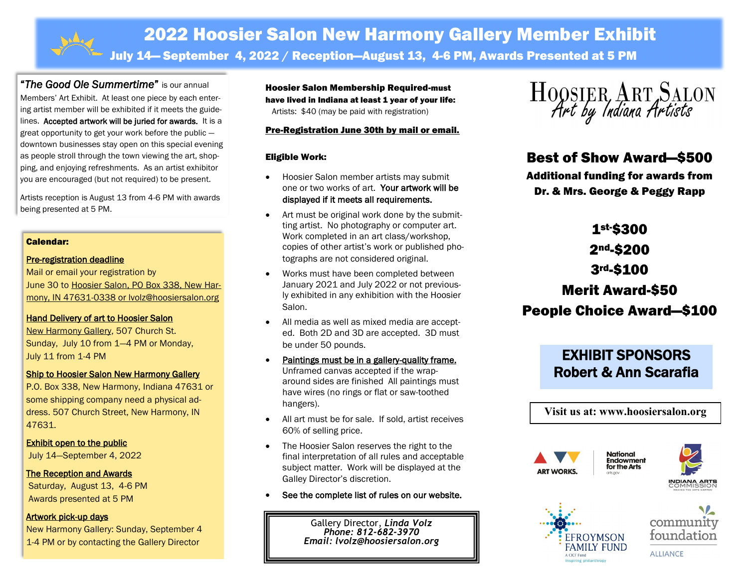# 2022 Hoosier Salon New Harmony Gallery Member Exhibit

## July 14— September 4, 2022 / Reception—August 13, 4-6 PM, Awards Presented at 5 PM

*"The Good Ole Summertime"* is our annual Members' Art Exhibit. At least one piece by each entering artist member will be exhibited if it meets the guidelines. **Accepted artwork will be juried for awards.** It is a great opportunity to get your work before the public — downtown businesses stay open on this special evening as people stroll through the town viewing the art, shopping, and enjoying refreshments. As an artist exhibitor you are encouraged (but not required) to be present.

Artists reception is August 13 from 4-6 PM with awards being presented at 5 PM.

**Calendar:**

**Pre-registration deadline**
Mail or email your registration by June 30 to Hoosier Salon, PO Box 338, New Harmony, IN 47631-0338 or lvolz@hoosiersalon.org

**Hand Delivery of art to Hoosier Salon**
New Harmony Gallery, 507 Church St.
Sunday, July 10 from 1—4 PM or Monday, July 11 from 1-4 PM

**Ship to Hoosier Salon New Harmony Gallery**
P.O. Box 338, New Harmony, Indiana 47631 or some shipping company need a physical address. 507 Church Street, New Harmony, IN 47631.

**Exhibit open to the public**
July 14—September 4, 2022

**The Reception and Awards**
Saturday, August 13, 4-6 PM
Awards presented at 5 PM

**Artwork pick-up days**
New Harmony Gallery: Sunday, September 4
1-4 PM or by contacting the Gallery Director

**Hoosier Salon Membership Required-must have lived in Indiana at least 1 year of your life:**
Artists: $40 (may be paid with registration)

**Pre-Registration June 30th by mail or email.**

**Eligible Work:**

- Hoosier Salon member artists may submit one or two works of art. **Your artwork will be displayed if it meets all requirements.**
- Art must be original work done by the submitting artist. No photography or computer art. Work completed in an art class/workshop, copies of other artist's work or published photographs are not considered original.
- Works must have been completed between January 2021 and July 2022 or not previously exhibited in any exhibition with the Hoosier Salon.
- All media as well as mixed media are accepted. Both 2D and 3D are accepted. 3D must be under 50 pounds.
- **Paintings must be in a gallery-quality frame.** Unframed canvas accepted if the wrap-around sides are finished All paintings must have wires (no rings or flat or saw-toothed hangers).
- All art must be for sale. If sold, artist receives 60% of selling price.
- The Hoosier Salon reserves the right to the final interpretation of all rules and acceptable subject matter. Work will be displayed at the Galley Director's discretion.
- **See the complete list of rules on our website.**

Gallery Director, ***Linda Volz***
***Phone: 812-682-3970***
***Email: lvolz@hoosiersalon.org***

HOOSIER ART SALON
*Art by Indiana Artists*

## Best of Show Award—$500

**Additional funding for awards from Dr. & Mrs. George & Peggy Rapp**

**1st-$300**
**2nd-$200**
**3rd-$100**
**Merit Award-$50**
**People Choice Award—$100**

## EXHIBIT SPONSORS
## Robert & Ann Scarafia

**Visit us at: www.hoosiersalon.org**

ART WORKS. National Endowment for the Arts arts.gov

INDIANA ARTS COMMISSION

EFROYMSON FAMILY FUND A CICF Fund Inspiring philanthropy

community foundation ALLIANCE